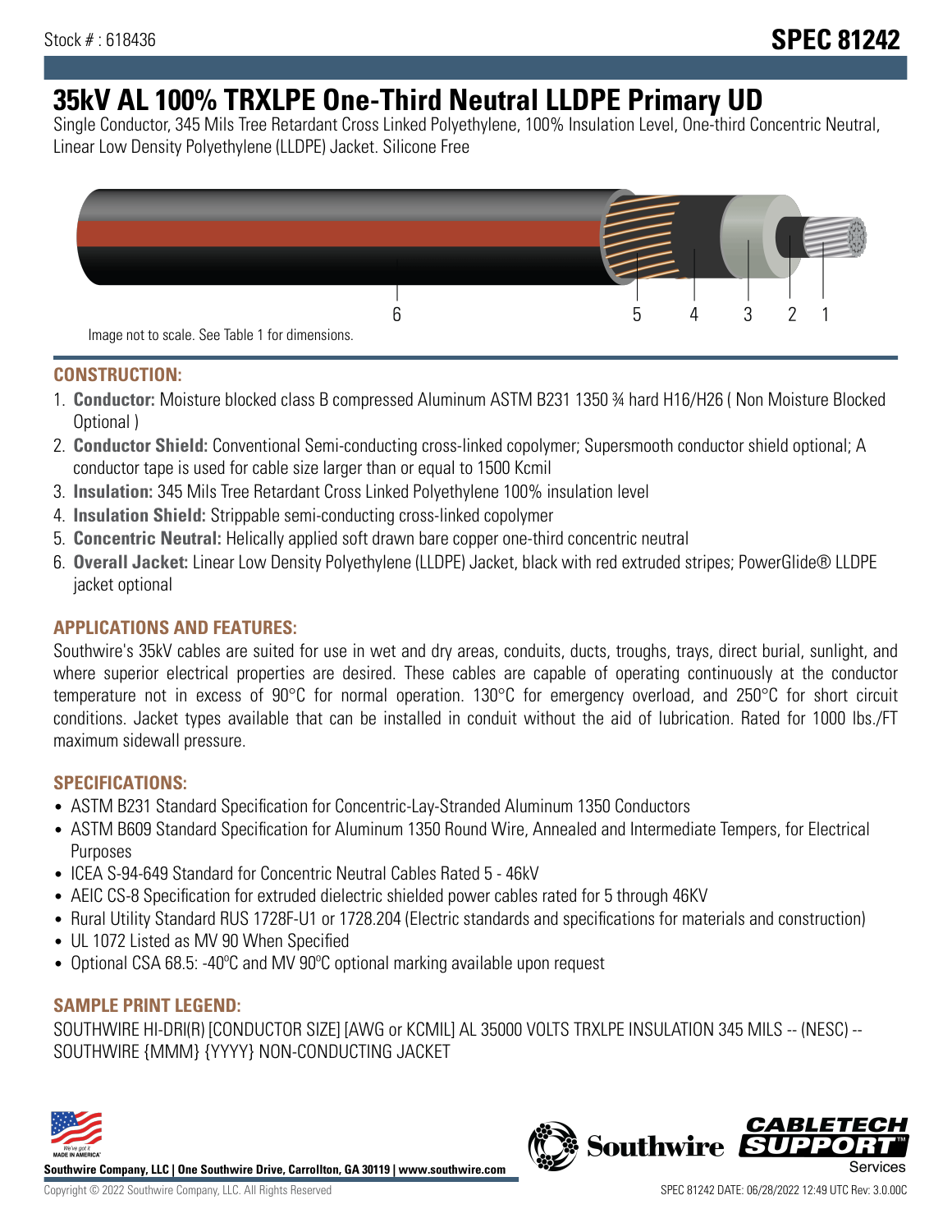Stock # : 618436

**SPEC 81242**

# 35kV AL 100% TRXLPE One-Third Neutral LLDPE Primary UD

Single Conductor, 345 Mils Tree Retardant Cross Linked Polyethylene, 100% Insulation Level, One-third Concentric Neutral, Linear Low Density Polyethylene (LLDPE) Jacket. Silicone Free

6 5 4 3 2 1

Image not to scale. See Table 1 for dimensions.

## CONSTRUCTION:

1. **Conductor:** Moisture blocked class B compressed Aluminum ASTM B231 1350 ¾ hard H16/H26 ( Non Moisture Blocked Optional )
2. **Conductor Shield:** Conventional Semi-conducting cross-linked copolymer; Supersmooth conductor shield optional; A conductor tape is used for cable size larger than or equal to 1500 Kcmil
3. **Insulation:** 345 Mils Tree Retardant Cross Linked Polyethylene 100% insulation level
4. **Insulation Shield:** Strippable semi-conducting cross-linked copolymer
5. **Concentric Neutral:** Helically applied soft drawn bare copper one-third concentric neutral
6. **Overall Jacket:** Linear Low Density Polyethylene (LLDPE) Jacket, black with red extruded stripes; PowerGlide® LLDPE jacket optional

## APPLICATIONS AND FEATURES:

Southwire's 35kV cables are suited for use in wet and dry areas, conduits, ducts, troughs, trays, direct burial, sunlight, and where superior electrical properties are desired. These cables are capable of operating continuously at the conductor temperature not in excess of 90°C for normal operation. 130°C for emergency overload, and 250°C for short circuit conditions. Jacket types available that can be installed in conduit without the aid of lubrication. Rated for 1000 lbs./FT maximum sidewall pressure.

## SPECIFICATIONS:

- ASTM B231 Standard Specification for Concentric-Lay-Stranded Aluminum 1350 Conductors
- ASTM B609 Standard Specification for Aluminum 1350 Round Wire, Annealed and Intermediate Tempers, for Electrical Purposes
- ICEA S-94-649 Standard for Concentric Neutral Cables Rated 5 - 46kV
- AEIC CS-8 Specification for extruded dielectric shielded power cables rated for 5 through 46KV
- Rural Utility Standard RUS 1728F-U1 or 1728.204 (Electric standards and specifications for materials and construction)
- UL 1072 Listed as MV 90 When Specified
- Optional CSA 68.5: -40ºC and MV 90ºC optional marking available upon request

## SAMPLE PRINT LEGEND:

SOUTHWIRE HI-DRI(R) [CONDUCTOR SIZE] [AWG or KCMIL] AL 35000 VOLTS TRXLPE INSULATION 345 MILS -- (NESC) -- SOUTHWIRE {MMM} {YYYY} NON-CONDUCTING JACKET

**Southwire Company, LLC | One Southwire Drive, Carrollton, GA 30119 | www.southwire.com**

Copyright © 2022 Southwire Company, LLC. All Rights Reserved

SPEC 81242 DATE: 06/28/2022 12:49 UTC Rev: 3.0.00C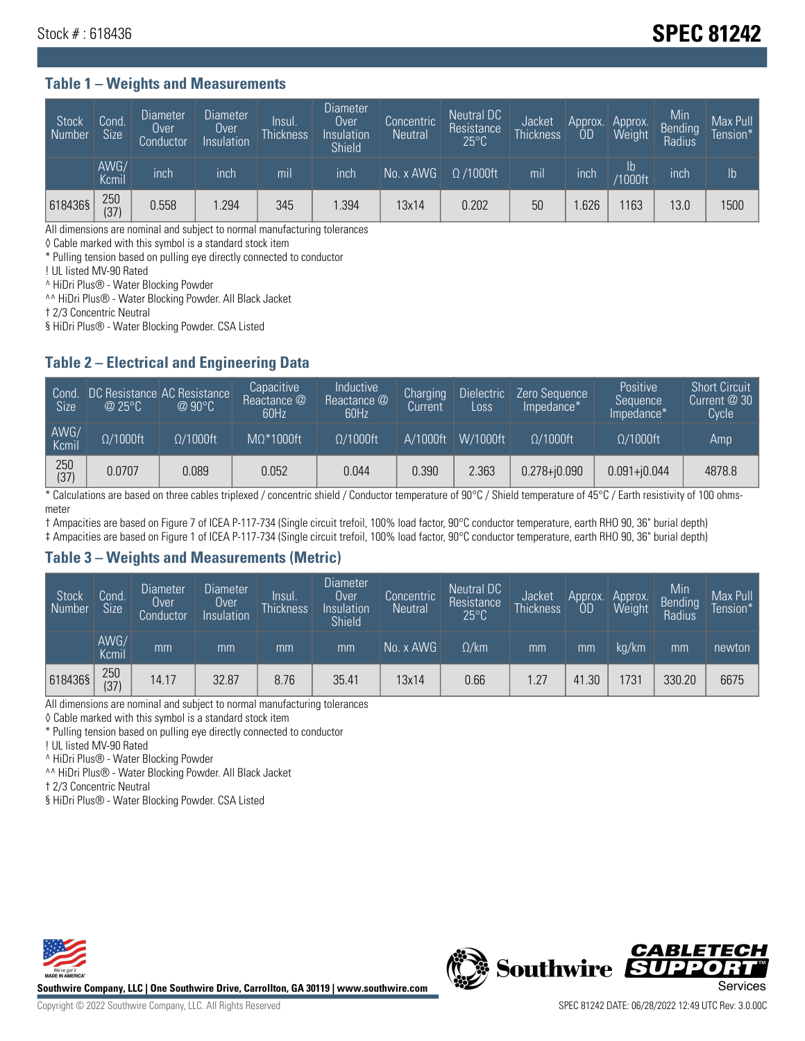Stock # : 618436

# SPEC 81242

## Table 1 – Weights and Measurements

| Stock Number | Cond. Size | Diameter Over Conductor | Diameter Over Insulation | Insul. Thickness | Diameter Over Insulation Shield | Concentric Neutral | Neutral DC Resistance 25°C | Jacket Thickness | Approx. OD | Approx. Weight | Min Bending Radius | Max Pull Tension* |
|---|---|---|---|---|---|---|---|---|---|---|---|---|
| | AWG/ Kcmil | inch | inch | mil | inch | No. x AWG | Ω /1000ft | mil | inch | lb /1000ft | inch | lb |
| 618436§ | 250 (37) | 0.558 | 1.294 | 345 | 1.394 | 13x14 | 0.202 | 50 | 1.626 | 1163 | 13.0 | 1500 |

All dimensions are nominal and subject to normal manufacturing tolerances
◊ Cable marked with this symbol is a standard stock item
* Pulling tension based on pulling eye directly connected to conductor
! UL listed MV-90 Rated
^ HiDri Plus® - Water Blocking Powder
^^ HiDri Plus® - Water Blocking Powder. All Black Jacket
† 2/3 Concentric Neutral
§ HiDri Plus® - Water Blocking Powder. CSA Listed

## Table 2 – Electrical and Engineering Data

| Cond. Size | DC Resistance @ 25°C | AC Resistance @ 90°C | Capacitive Reactance @ 60Hz | Inductive Reactance @ 60Hz | Charging Current | Dielectric Loss | Zero Sequence Impedance* | Positive Sequence Impedance* | Short Circuit Current @ 30 Cycle |
|---|---|---|---|---|---|---|---|---|---|
| AWG/ Kcmil | Ω/1000ft | Ω/1000ft | MΩ*1000ft | Ω/1000ft | A/1000ft | W/1000ft | Ω/1000ft | Ω/1000ft | Amp |
| 250 (37) | 0.0707 | 0.089 | 0.052 | 0.044 | 0.390 | 2.363 | 0.278+j0.090 | 0.091+j0.044 | 4878.8 |

* Calculations are based on three cables triplexed / concentric shield / Conductor temperature of 90°C / Shield temperature of 45°C / Earth resistivity of 100 ohms-meter
† Ampacities are based on Figure 7 of ICEA P-117-734 (Single circuit trefoil, 100% load factor, 90°C conductor temperature, earth RHO 90, 36" burial depth)
‡ Ampacities are based on Figure 1 of ICEA P-117-734 (Single circuit trefoil, 100% load factor, 90°C conductor temperature, earth RHO 90, 36" burial depth)

## Table 3 – Weights and Measurements (Metric)

| Stock Number | Cond. Size | Diameter Over Conductor | Diameter Over Insulation | Insul. Thickness | Diameter Over Insulation Shield | Concentric Neutral | Neutral DC Resistance 25°C | Jacket Thickness | Approx. OD | Approx. Weight | Min Bending Radius | Max Pull Tension* |
|---|---|---|---|---|---|---|---|---|---|---|---|---|
| | AWG/ Kcmil | mm | mm | mm | mm | No. x AWG | Ω/km | mm | mm | kg/km | mm | newton |
| 618436§ | 250 (37) | 14.17 | 32.87 | 8.76 | 35.41 | 13x14 | 0.66 | 1.27 | 41.30 | 1731 | 330.20 | 6675 |

All dimensions are nominal and subject to normal manufacturing tolerances
◊ Cable marked with this symbol is a standard stock item
* Pulling tension based on pulling eye directly connected to conductor
! UL listed MV-90 Rated
^ HiDri Plus® - Water Blocking Powder
^^ HiDri Plus® - Water Blocking Powder. All Black Jacket
† 2/3 Concentric Neutral
§ HiDri Plus® - Water Blocking Powder. CSA Listed

Southwire Company, LLC | One Southwire Drive, Carrollton, GA 30119 | www.southwire.com

Copyright © 2022 Southwire Company, LLC. All Rights Reserved

SPEC 81242 DATE: 06/28/2022 12:49 UTC Rev: 3.0.00C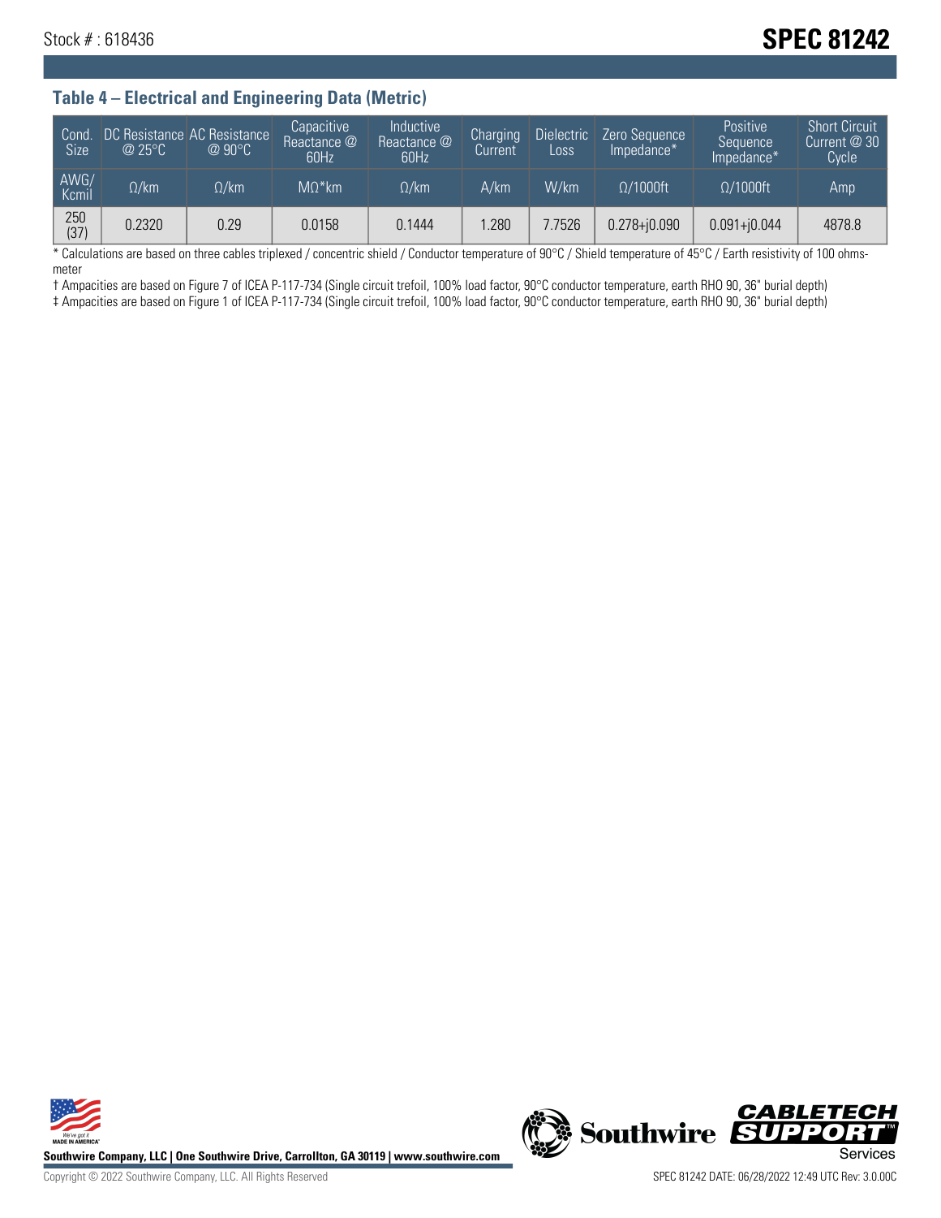## Table 4 – Electrical and Engineering Data (Metric)

| Cond. Size | DC Resistance @ 25°C | AC Resistance @ 90°C | Capacitive Reactance @ 60Hz | Inductive Reactance @ 60Hz | Charging Current | Dielectric Loss | Zero Sequence Impedance* | Positive Sequence Impedance* | Short Circuit Current @ 30 Cycle |
|---|---|---|---|---|---|---|---|---|---|
| AWG/ Kcmil | Ω/km | Ω/km | MΩ*km | Ω/km | A/km | W/km | Ω/1000ft | Ω/1000ft | Amp |
| 250 (37) | 0.2320 | 0.29 | 0.0158 | 0.1444 | 1.280 | 7.7526 | 0.278+j0.090 | 0.091+j0.044 | 4878.8 |

* Calculations are based on three cables triplexed / concentric shield / Conductor temperature of 90°C / Shield temperature of 45°C / Earth resistivity of 100 ohms-meter

† Ampacities are based on Figure 7 of ICEA P-117-734 (Single circuit trefoil, 100% load factor, 90°C conductor temperature, earth RHO 90, 36" burial depth)

‡ Ampacities are based on Figure 1 of ICEA P-117-734 (Single circuit trefoil, 100% load factor, 90°C conductor temperature, earth RHO 90, 36" burial depth)